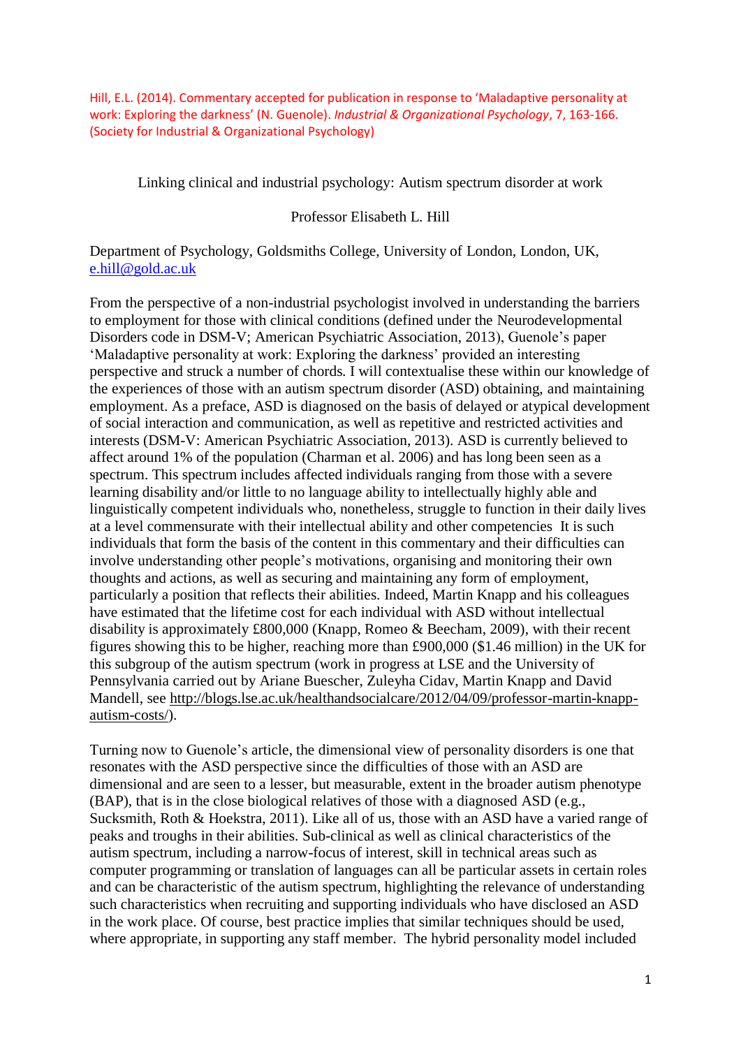Hill, E.L. (2014). Commentary accepted for publication in response to 'Maladaptive personality at work: Exploring the darkness' (N. Guenole). *Industrial & Organizational Psychology*, 7, 163-166. (Society for Industrial & Organizational Psychology)

# Linking clinical and industrial psychology: Autism spectrum disorder at work

Professor Elisabeth L. Hill

Department of Psychology, Goldsmiths College, University of London, London, UK, e.hill@gold.ac.uk

From the perspective of a non-industrial psychologist involved in understanding the barriers to employment for those with clinical conditions (defined under the Neurodevelopmental Disorders code in DSM-V; American Psychiatric Association, 2013), Guenole's paper 'Maladaptive personality at work: Exploring the darkness' provided an interesting perspective and struck a number of chords. I will contextualise these within our knowledge of the experiences of those with an autism spectrum disorder (ASD) obtaining, and maintaining employment. As a preface, ASD is diagnosed on the basis of delayed or atypical development of social interaction and communication, as well as repetitive and restricted activities and interests (DSM-V: American Psychiatric Association, 2013). ASD is currently believed to affect around 1% of the population (Charman et al. 2006) and has long been seen as a spectrum. This spectrum includes affected individuals ranging from those with a severe learning disability and/or little to no language ability to intellectually highly able and linguistically competent individuals who, nonetheless, struggle to function in their daily lives at a level commensurate with their intellectual ability and other competencies It is such individuals that form the basis of the content in this commentary and their difficulties can involve understanding other people's motivations, organising and monitoring their own thoughts and actions, as well as securing and maintaining any form of employment, particularly a position that reflects their abilities. Indeed, Martin Knapp and his colleagues have estimated that the lifetime cost for each individual with ASD without intellectual disability is approximately £800,000 (Knapp, Romeo & Beecham, 2009), with their recent figures showing this to be higher, reaching more than £900,000 ($1.46 million) in the UK for this subgroup of the autism spectrum (work in progress at LSE and the University of Pennsylvania carried out by Ariane Buescher, Zuleyha Cidav, Martin Knapp and David Mandell, see http://blogs.lse.ac.uk/healthandsocialcare/2012/04/09/professor-martin-knapp-autism-costs/).

Turning now to Guenole's article, the dimensional view of personality disorders is one that resonates with the ASD perspective since the difficulties of those with an ASD are dimensional and are seen to a lesser, but measurable, extent in the broader autism phenotype (BAP), that is in the close biological relatives of those with a diagnosed ASD (e.g., Sucksmith, Roth & Hoekstra, 2011). Like all of us, those with an ASD have a varied range of peaks and troughs in their abilities. Sub-clinical as well as clinical characteristics of the autism spectrum, including a narrow-focus of interest, skill in technical areas such as computer programming or translation of languages can all be particular assets in certain roles and can be characteristic of the autism spectrum, highlighting the relevance of understanding such characteristics when recruiting and supporting individuals who have disclosed an ASD in the work place. Of course, best practice implies that similar techniques should be used, where appropriate, in supporting any staff member. The hybrid personality model included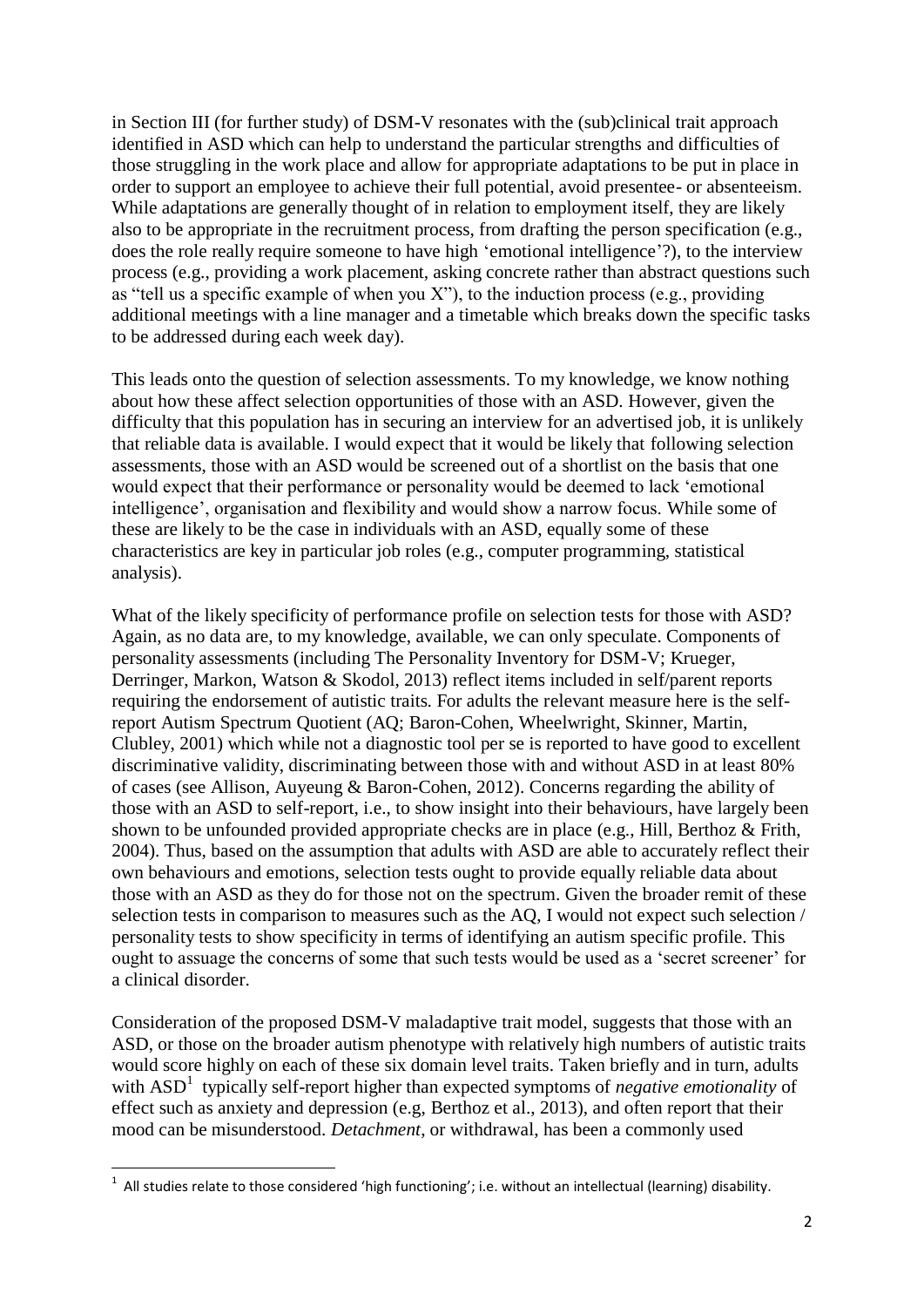in Section III (for further study) of DSM-V resonates with the (sub)clinical trait approach identified in ASD which can help to understand the particular strengths and difficulties of those struggling in the work place and allow for appropriate adaptations to be put in place in order to support an employee to achieve their full potential, avoid presentee- or absenteeism. While adaptations are generally thought of in relation to employment itself, they are likely also to be appropriate in the recruitment process, from drafting the person specification (e.g., does the role really require someone to have high 'emotional intelligence'?), to the interview process (e.g., providing a work placement, asking concrete rather than abstract questions such as "tell us a specific example of when you X"), to the induction process (e.g., providing additional meetings with a line manager and a timetable which breaks down the specific tasks to be addressed during each week day).

This leads onto the question of selection assessments. To my knowledge, we know nothing about how these affect selection opportunities of those with an ASD. However, given the difficulty that this population has in securing an interview for an advertised job, it is unlikely that reliable data is available. I would expect that it would be likely that following selection assessments, those with an ASD would be screened out of a shortlist on the basis that one would expect that their performance or personality would be deemed to lack 'emotional intelligence', organisation and flexibility and would show a narrow focus. While some of these are likely to be the case in individuals with an ASD, equally some of these characteristics are key in particular job roles (e.g., computer programming, statistical analysis).

What of the likely specificity of performance profile on selection tests for those with ASD? Again, as no data are, to my knowledge, available, we can only speculate. Components of personality assessments (including The Personality Inventory for DSM-V; Krueger, Derringer, Markon, Watson & Skodol, 2013) reflect items included in self/parent reports requiring the endorsement of autistic traits. For adults the relevant measure here is the self-report Autism Spectrum Quotient (AQ; Baron-Cohen, Wheelwright, Skinner, Martin, Clubley, 2001) which while not a diagnostic tool per se is reported to have good to excellent discriminative validity, discriminating between those with and without ASD in at least 80% of cases (see Allison, Auyeung & Baron-Cohen, 2012). Concerns regarding the ability of those with an ASD to self-report, i.e., to show insight into their behaviours, have largely been shown to be unfounded provided appropriate checks are in place (e.g., Hill, Berthoz & Frith, 2004). Thus, based on the assumption that adults with ASD are able to accurately reflect their own behaviours and emotions, selection tests ought to provide equally reliable data about those with an ASD as they do for those not on the spectrum. Given the broader remit of these selection tests in comparison to measures such as the AQ, I would not expect such selection / personality tests to show specificity in terms of identifying an autism specific profile. This ought to assuage the concerns of some that such tests would be used as a 'secret screener' for a clinical disorder.

Consideration of the proposed DSM-V maladaptive trait model, suggests that those with an ASD, or those on the broader autism phenotype with relatively high numbers of autistic traits would score highly on each of these six domain level traits. Taken briefly and in turn, adults with ASD[1] typically self-report higher than expected symptoms of *negative emotionality* of effect such as anxiety and depression (e.g, Berthoz et al., 2013), and often report that their mood can be misunderstood. *Detachment*, or withdrawal, has been a commonly used

[1] All studies relate to those considered 'high functioning'; i.e. without an intellectual (learning) disability.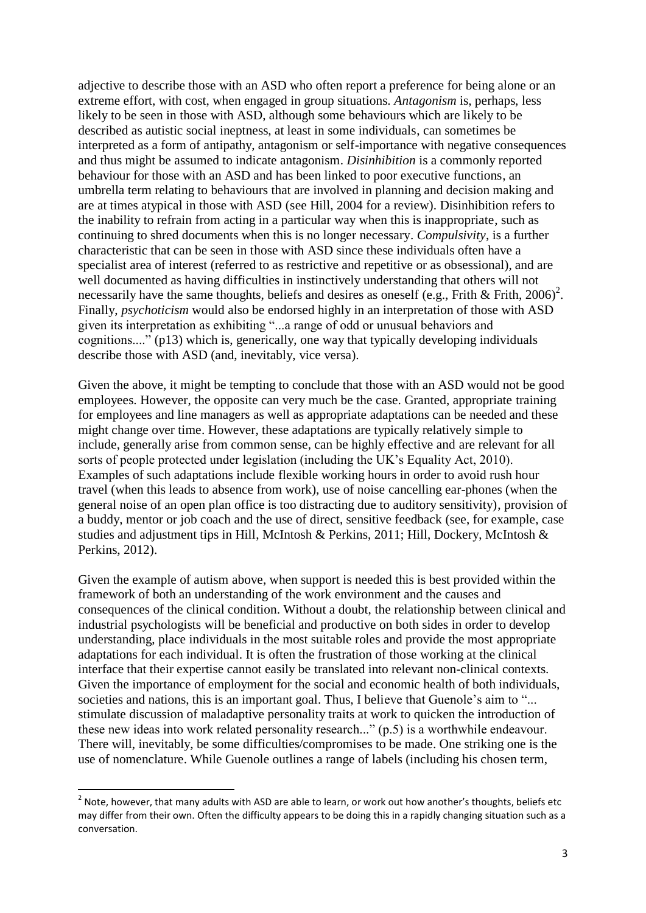adjective to describe those with an ASD who often report a preference for being alone or an extreme effort, with cost, when engaged in group situations. *Antagonism* is, perhaps, less likely to be seen in those with ASD, although some behaviours which are likely to be described as autistic social ineptness, at least in some individuals, can sometimes be interpreted as a form of antipathy, antagonism or self-importance with negative consequences and thus might be assumed to indicate antagonism. *Disinhibition* is a commonly reported behaviour for those with an ASD and has been linked to poor executive functions, an umbrella term relating to behaviours that are involved in planning and decision making and are at times atypical in those with ASD (see Hill, 2004 for a review). Disinhibition refers to the inability to refrain from acting in a particular way when this is inappropriate, such as continuing to shred documents when this is no longer necessary. *Compulsivity*, is a further characteristic that can be seen in those with ASD since these individuals often have a specialist area of interest (referred to as restrictive and repetitive or as obsessional), and are well documented as having difficulties in instinctively understanding that others will not necessarily have the same thoughts, beliefs and desires as oneself (e.g., Frith & Frith, 2006)[2]. Finally, *psychoticism* would also be endorsed highly in an interpretation of those with ASD given its interpretation as exhibiting "...a range of odd or unusual behaviors and cognitions...." (p13) which is, generically, one way that typically developing individuals describe those with ASD (and, inevitably, vice versa).

Given the above, it might be tempting to conclude that those with an ASD would not be good employees. However, the opposite can very much be the case. Granted, appropriate training for employees and line managers as well as appropriate adaptations can be needed and these might change over time. However, these adaptations are typically relatively simple to include, generally arise from common sense, can be highly effective and are relevant for all sorts of people protected under legislation (including the UK's Equality Act, 2010). Examples of such adaptations include flexible working hours in order to avoid rush hour travel (when this leads to absence from work), use of noise cancelling ear-phones (when the general noise of an open plan office is too distracting due to auditory sensitivity), provision of a buddy, mentor or job coach and the use of direct, sensitive feedback (see, for example, case studies and adjustment tips in Hill, McIntosh & Perkins, 2011; Hill, Dockery, McIntosh & Perkins, 2012).

Given the example of autism above, when support is needed this is best provided within the framework of both an understanding of the work environment and the causes and consequences of the clinical condition. Without a doubt, the relationship between clinical and industrial psychologists will be beneficial and productive on both sides in order to develop understanding, place individuals in the most suitable roles and provide the most appropriate adaptations for each individual. It is often the frustration of those working at the clinical interface that their expertise cannot easily be translated into relevant non-clinical contexts. Given the importance of employment for the social and economic health of both individuals, societies and nations, this is an important goal. Thus, I believe that Guenole's aim to "... stimulate discussion of maladaptive personality traits at work to quicken the introduction of these new ideas into work related personality research..." (p.5) is a worthwhile endeavour. There will, inevitably, be some difficulties/compromises to be made. One striking one is the use of nomenclature. While Guenole outlines a range of labels (including his chosen term,

---

[2] Note, however, that many adults with ASD are able to learn, or work out how another's thoughts, beliefs etc may differ from their own. Often the difficulty appears to be doing this in a rapidly changing situation such as a conversation.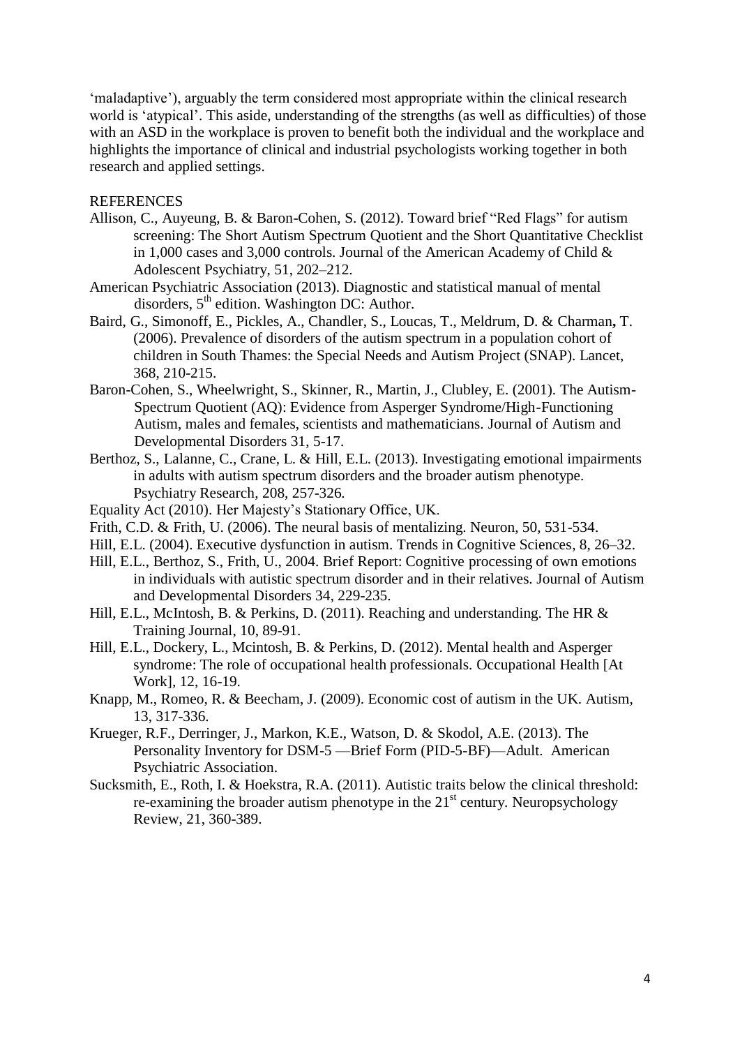'maladaptive'), arguably the term considered most appropriate within the clinical research world is 'atypical'. This aside, understanding of the strengths (as well as difficulties) of those with an ASD in the workplace is proven to benefit both the individual and the workplace and highlights the importance of clinical and industrial psychologists working together in both research and applied settings.

## REFERENCES

Allison, C., Auyeung, B. & Baron-Cohen, S. (2012). Toward brief "Red Flags" for autism screening: The Short Autism Spectrum Quotient and the Short Quantitative Checklist in 1,000 cases and 3,000 controls. Journal of the American Academy of Child & Adolescent Psychiatry, 51, 202–212.

American Psychiatric Association (2013). Diagnostic and statistical manual of mental disorders, 5th edition. Washington DC: Author.

Baird, G., Simonoff, E., Pickles, A., Chandler, S., Loucas, T., Meldrum, D. & Charman, T. (2006). Prevalence of disorders of the autism spectrum in a population cohort of children in South Thames: the Special Needs and Autism Project (SNAP). Lancet, 368, 210-215.

Baron-Cohen, S., Wheelwright, S., Skinner, R., Martin, J., Clubley, E. (2001). The Autism-Spectrum Quotient (AQ): Evidence from Asperger Syndrome/High-Functioning Autism, males and females, scientists and mathematicians. Journal of Autism and Developmental Disorders 31, 5-17.

Berthoz, S., Lalanne, C., Crane, L. & Hill, E.L. (2013). Investigating emotional impairments in adults with autism spectrum disorders and the broader autism phenotype. Psychiatry Research, 208, 257-326.

Equality Act (2010). Her Majesty's Stationary Office, UK.

Frith, C.D. & Frith, U. (2006). The neural basis of mentalizing. Neuron, 50, 531-534.

Hill, E.L. (2004). Executive dysfunction in autism. Trends in Cognitive Sciences, 8, 26–32.

Hill, E.L., Berthoz, S., Frith, U., 2004. Brief Report: Cognitive processing of own emotions in individuals with autistic spectrum disorder and in their relatives. Journal of Autism and Developmental Disorders 34, 229-235.

Hill, E.L., McIntosh, B. & Perkins, D. (2011). Reaching and understanding. The HR & Training Journal, 10, 89-91.

Hill, E.L., Dockery, L., Mcintosh, B. & Perkins, D. (2012). Mental health and Asperger syndrome: The role of occupational health professionals. Occupational Health [At Work], 12, 16-19.

Knapp, M., Romeo, R. & Beecham, J. (2009). Economic cost of autism in the UK. Autism, 13, 317-336.

Krueger, R.F., Derringer, J., Markon, K.E., Watson, D. & Skodol, A.E. (2013). The Personality Inventory for DSM-5 —Brief Form (PID-5-BF)—Adult. American Psychiatric Association.

Sucksmith, E., Roth, I. & Hoekstra, R.A. (2011). Autistic traits below the clinical threshold: re-examining the broader autism phenotype in the 21st century. Neuropsychology Review, 21, 360-389.